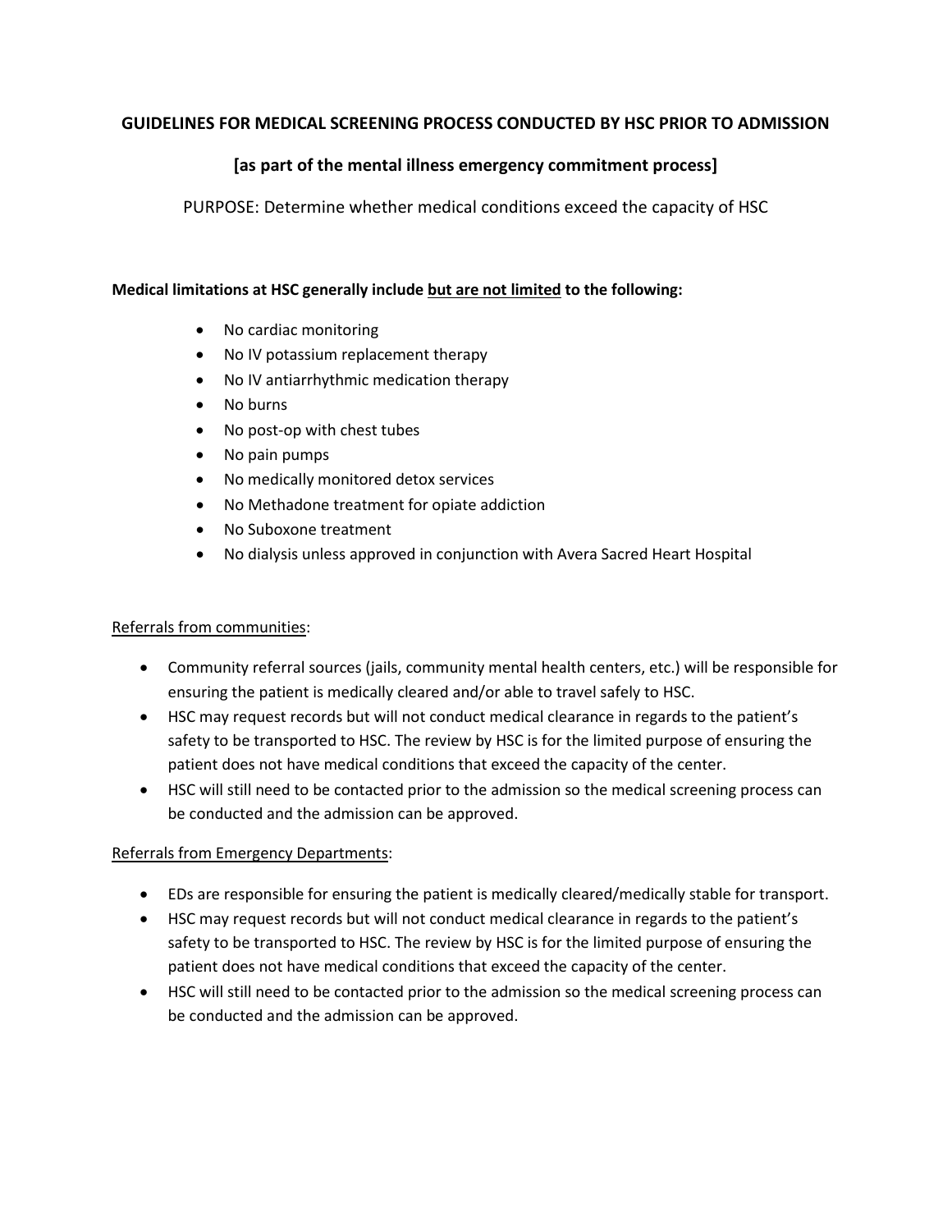## GUIDELINES FOR MEDICAL SCREENING PROCESS CONDUCTED BY HSC PRIOR TO ADMISSION

### [as part of the mental illness emergency commitment process]

PURPOSE: Determine whether medical conditions exceed the capacity of HSC

**Medical limitations at HSC generally include <u>but are not limited</u> to the following:**

- No cardiac monitoring
- No IV potassium replacement therapy
- No IV antiarrhythmic medication therapy
- No burns
- No post-op with chest tubes
- No pain pumps
- No medically monitored detox services
- No Methadone treatment for opiate addiction
- No Suboxone treatment
- No dialysis unless approved in conjunction with Avera Sacred Heart Hospital

<u>Referrals from communities</u>:

- Community referral sources (jails, community mental health centers, etc.) will be responsible for ensuring the patient is medically cleared and/or able to travel safely to HSC.
- HSC may request records but will not conduct medical clearance in regards to the patient's safety to be transported to HSC. The review by HSC is for the limited purpose of ensuring the patient does not have medical conditions that exceed the capacity of the center.
- HSC will still need to be contacted prior to the admission so the medical screening process can be conducted and the admission can be approved.

<u>Referrals from Emergency Departments</u>:

- EDs are responsible for ensuring the patient is medically cleared/medically stable for transport.
- HSC may request records but will not conduct medical clearance in regards to the patient's safety to be transported to HSC. The review by HSC is for the limited purpose of ensuring the patient does not have medical conditions that exceed the capacity of the center.
- HSC will still need to be contacted prior to the admission so the medical screening process can be conducted and the admission can be approved.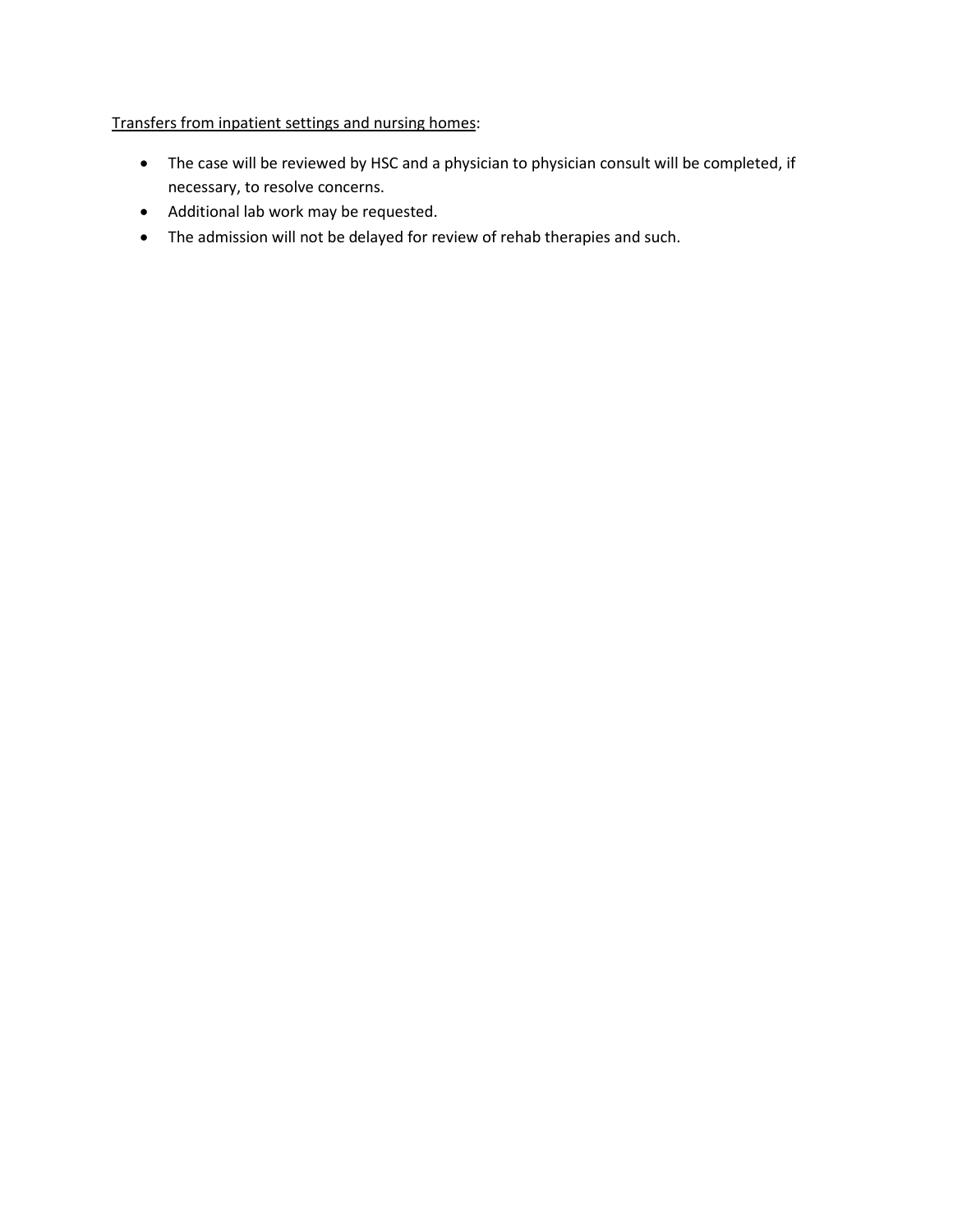<u>Transfers from inpatient settings and nursing homes</u>:

- The case will be reviewed by HSC and a physician to physician consult will be completed, if necessary, to resolve concerns.
- Additional lab work may be requested.
- The admission will not be delayed for review of rehab therapies and such.